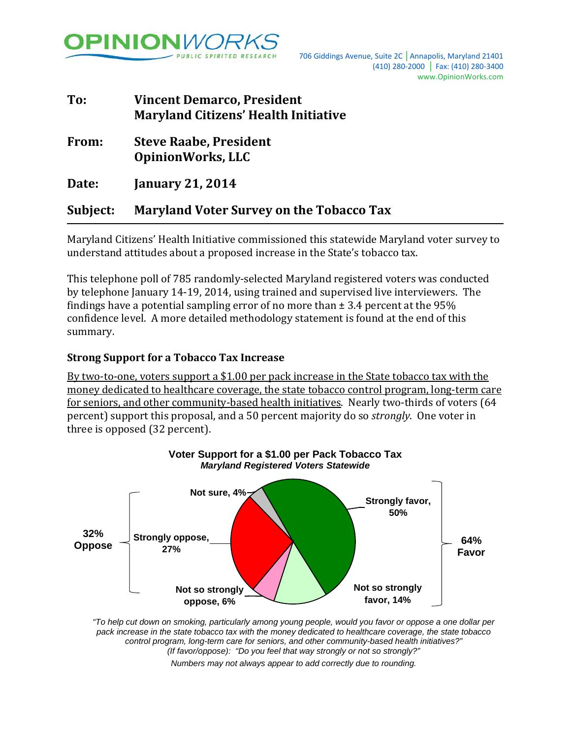OPINIONWORKS
PUBLIC SPIRITED RESEARCH

706 Giddings Avenue, Suite 2C | Annapolis, Maryland 21401
(410) 280-2000 | Fax: (410) 280-3400
www.OpinionWorks.com

**To:** **Vincent Demarco, President**
**Maryland Citizens' Health Initiative**

**From:** **Steve Raabe, President**
**OpinionWorks, LLC**

**Date:** **January 21, 2014**

**Subject:** **Maryland Voter Survey on the Tobacco Tax**

---

Maryland Citizens' Health Initiative commissioned this statewide Maryland voter survey to understand attitudes about a proposed increase in the State's tobacco tax.

This telephone poll of 785 randomly-selected Maryland registered voters was conducted by telephone January 14-19, 2014, using trained and supervised live interviewers. The findings have a potential sampling error of no more than ± 3.4 percent at the 95% confidence level. A more detailed methodology statement is found at the end of this summary.

### Strong Support for a Tobacco Tax Increase

<u>By two-to-one, voters support a $1.00 per pack increase in the State tobacco tax with the money dedicated to healthcare coverage, the state tobacco control program, long-term care for seniors, and other community-based health initiatives</u>. Nearly two-thirds of voters (64 percent) support this proposal, and a 50 percent majority do so *strongly*. One voter in three is opposed (32 percent).

**Voter Support for a $1.00 per Pack Tobacco Tax**
***Maryland Registered Voters Statewide***

| Response | Percent |
|---|---|
| Strongly favor | 50% |
| Not so strongly favor | 14% |
| **Favor (total)** | **64%** |
| Strongly oppose | 27% |
| Not so strongly oppose | 6% |
| **Oppose (total)** | **32%** |
| Not sure | 4% |

*"To help cut down on smoking, particularly among young people, would you favor or oppose a one dollar per pack increase in the state tobacco tax with the money dedicated to healthcare coverage, the state tobacco control program, long-term care for seniors, and other community-based health initiatives?"*
*(If favor/oppose): "Do you feel that way strongly or not so strongly?"*

*Numbers may not always appear to add correctly due to rounding.*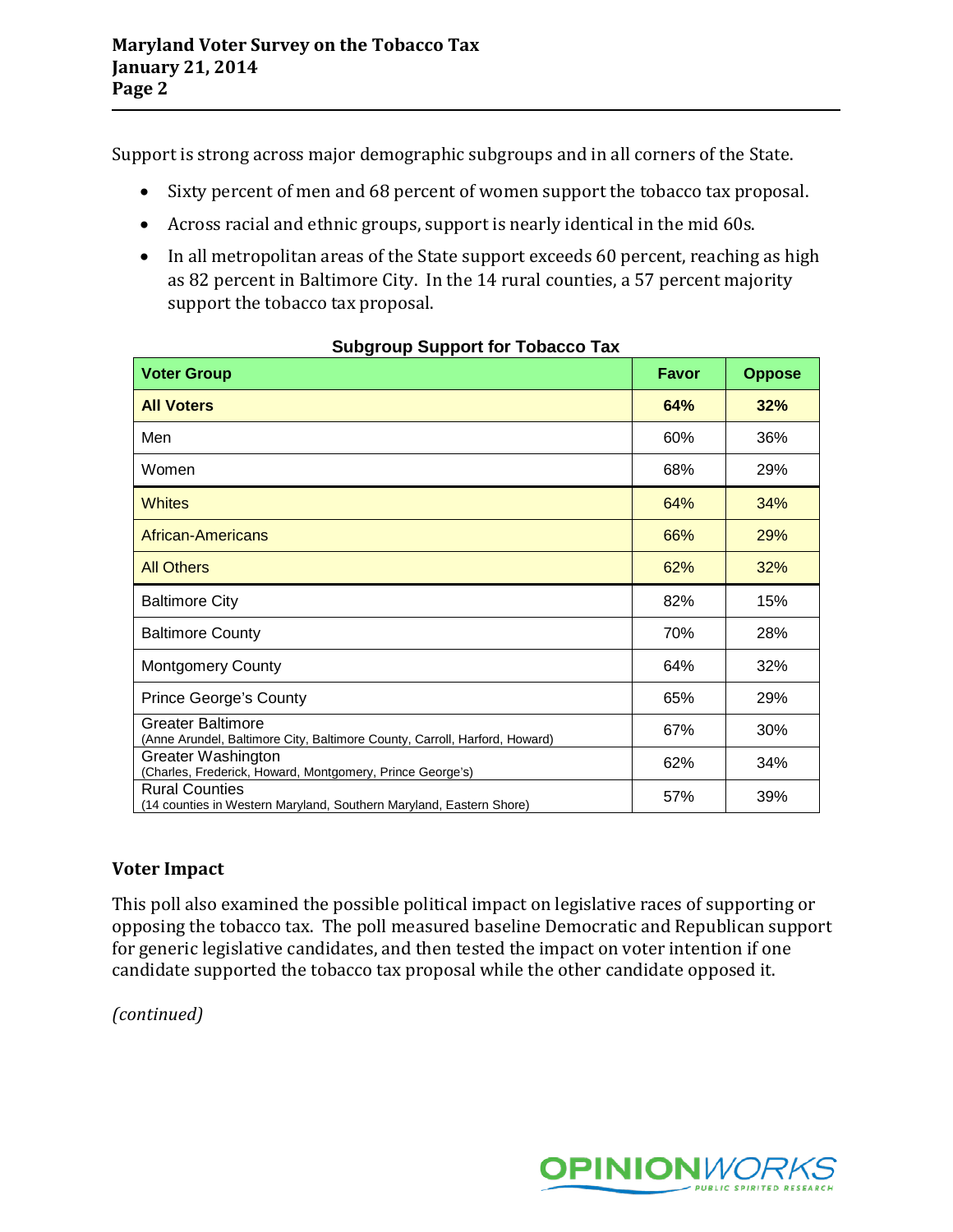Support is strong across major demographic subgroups and in all corners of the State.

- Sixty percent of men and 68 percent of women support the tobacco tax proposal.
- Across racial and ethnic groups, support is nearly identical in the mid 60s.
- In all metropolitan areas of the State support exceeds 60 percent, reaching as high as 82 percent in Baltimore City. In the 14 rural counties, a 57 percent majority support the tobacco tax proposal.

**Subgroup Support for Tobacco Tax**

| Voter Group | Favor | Oppose |
|---|---|---|
| **All Voters** | **64%** | **32%** |
| Men | 60% | 36% |
| Women | 68% | 29% |
| Whites | 64% | 34% |
| African-Americans | 66% | 29% |
| All Others | 62% | 32% |
| Baltimore City | 82% | 15% |
| Baltimore County | 70% | 28% |
| Montgomery County | 64% | 32% |
| Prince George's County | 65% | 29% |
| Greater Baltimore (Anne Arundel, Baltimore City, Baltimore County, Carroll, Harford, Howard) | 67% | 30% |
| Greater Washington (Charles, Frederick, Howard, Montgomery, Prince George's) | 62% | 34% |
| Rural Counties (14 counties in Western Maryland, Southern Maryland, Eastern Shore) | 57% | 39% |

### Voter Impact

This poll also examined the possible political impact on legislative races of supporting or opposing the tobacco tax. The poll measured baseline Democratic and Republican support for generic legislative candidates, and then tested the impact on voter intention if one candidate supported the tobacco tax proposal while the other candidate opposed it.

*(continued)*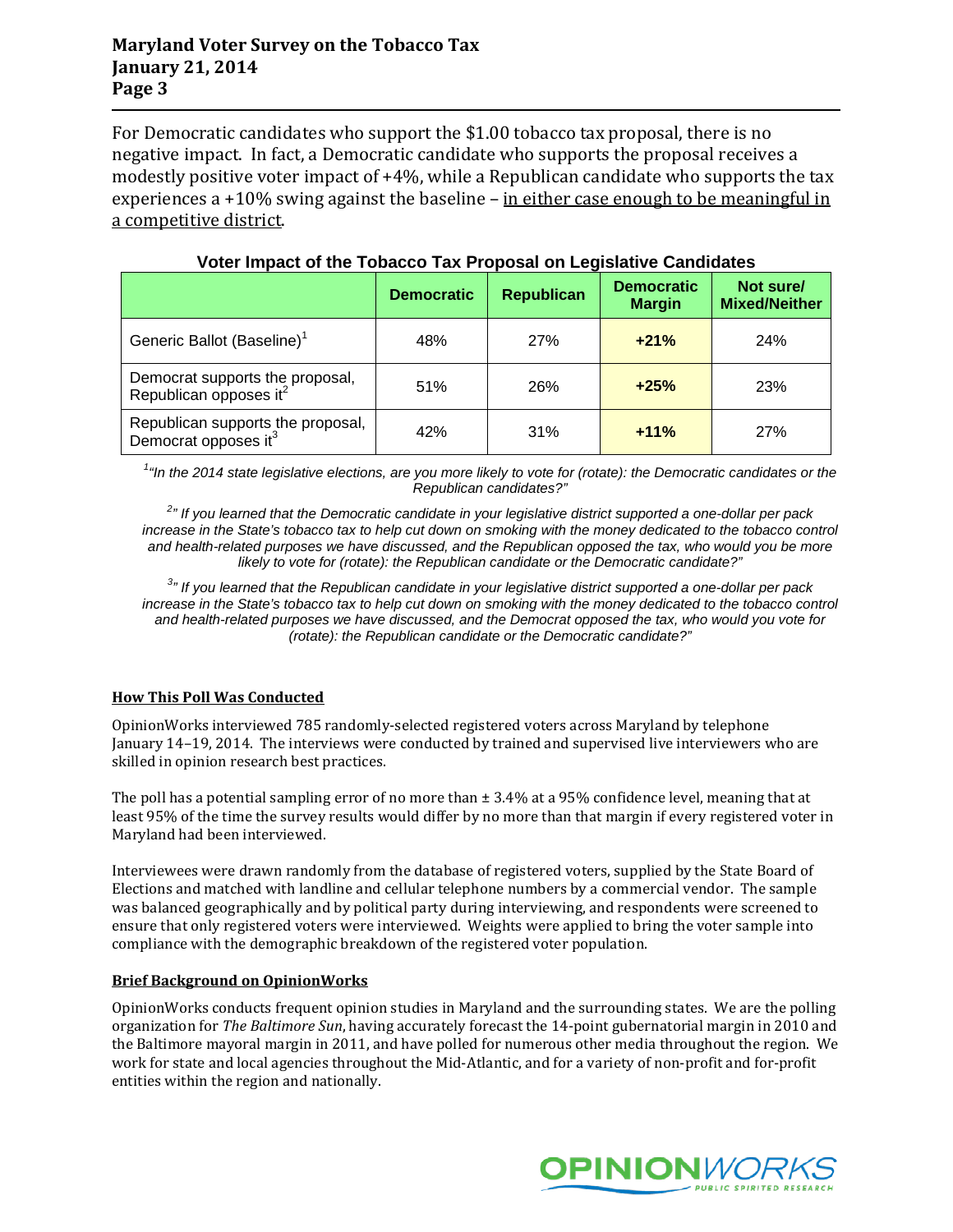For Democratic candidates who support the $1.00 tobacco tax proposal, there is no negative impact. In fact, a Democratic candidate who supports the proposal receives a modestly positive voter impact of +4%, while a Republican candidate who supports the tax experiences a +10% swing against the baseline – <u>in either case enough to be meaningful in a competitive district</u>.

**Voter Impact of the Tobacco Tax Proposal on Legislative Candidates**

| | Democratic | Republican | Democratic Margin | Not sure/ Mixed/Neither |
|---|---|---|---|---|
| Generic Ballot (Baseline)[1] | 48% | 27% | **+21%** | 24% |
| Democrat supports the proposal, Republican opposes it[2] | 51% | 26% | **+25%** | 23% |
| Republican supports the proposal, Democrat opposes it[3] | 42% | 31% | **+11%** | 27% |

*[1]"In the 2014 state legislative elections, are you more likely to vote for (rotate): the Democratic candidates or the Republican candidates?"*

*[2]" If you learned that the Democratic candidate in your legislative district supported a one-dollar per pack increase in the State's tobacco tax to help cut down on smoking with the money dedicated to the tobacco control and health-related purposes we have discussed, and the Republican opposed the tax, who would you be more likely to vote for (rotate): the Republican candidate or the Democratic candidate?"*

*[3]" If you learned that the Republican candidate in your legislative district supported a one-dollar per pack increase in the State's tobacco tax to help cut down on smoking with the money dedicated to the tobacco control and health-related purposes we have discussed, and the Democrat opposed the tax, who would you vote for (rotate): the Republican candidate or the Democratic candidate?"*

## How This Poll Was Conducted

OpinionWorks interviewed 785 randomly-selected registered voters across Maryland by telephone January 14–19, 2014. The interviews were conducted by trained and supervised live interviewers who are skilled in opinion research best practices.

The poll has a potential sampling error of no more than ± 3.4% at a 95% confidence level, meaning that at least 95% of the time the survey results would differ by no more than that margin if every registered voter in Maryland had been interviewed.

Interviewees were drawn randomly from the database of registered voters, supplied by the State Board of Elections and matched with landline and cellular telephone numbers by a commercial vendor. The sample was balanced geographically and by political party during interviewing, and respondents were screened to ensure that only registered voters were interviewed. Weights were applied to bring the voter sample into compliance with the demographic breakdown of the registered voter population.

## Brief Background on OpinionWorks

OpinionWorks conducts frequent opinion studies in Maryland and the surrounding states. We are the polling organization for *The Baltimore Sun*, having accurately forecast the 14-point gubernatorial margin in 2010 and the Baltimore mayoral margin in 2011, and have polled for numerous other media throughout the region. We work for state and local agencies throughout the Mid-Atlantic, and for a variety of non-profit and for-profit entities within the region and nationally.

OPINIONWORKS
PUBLIC SPIRITED RESEARCH